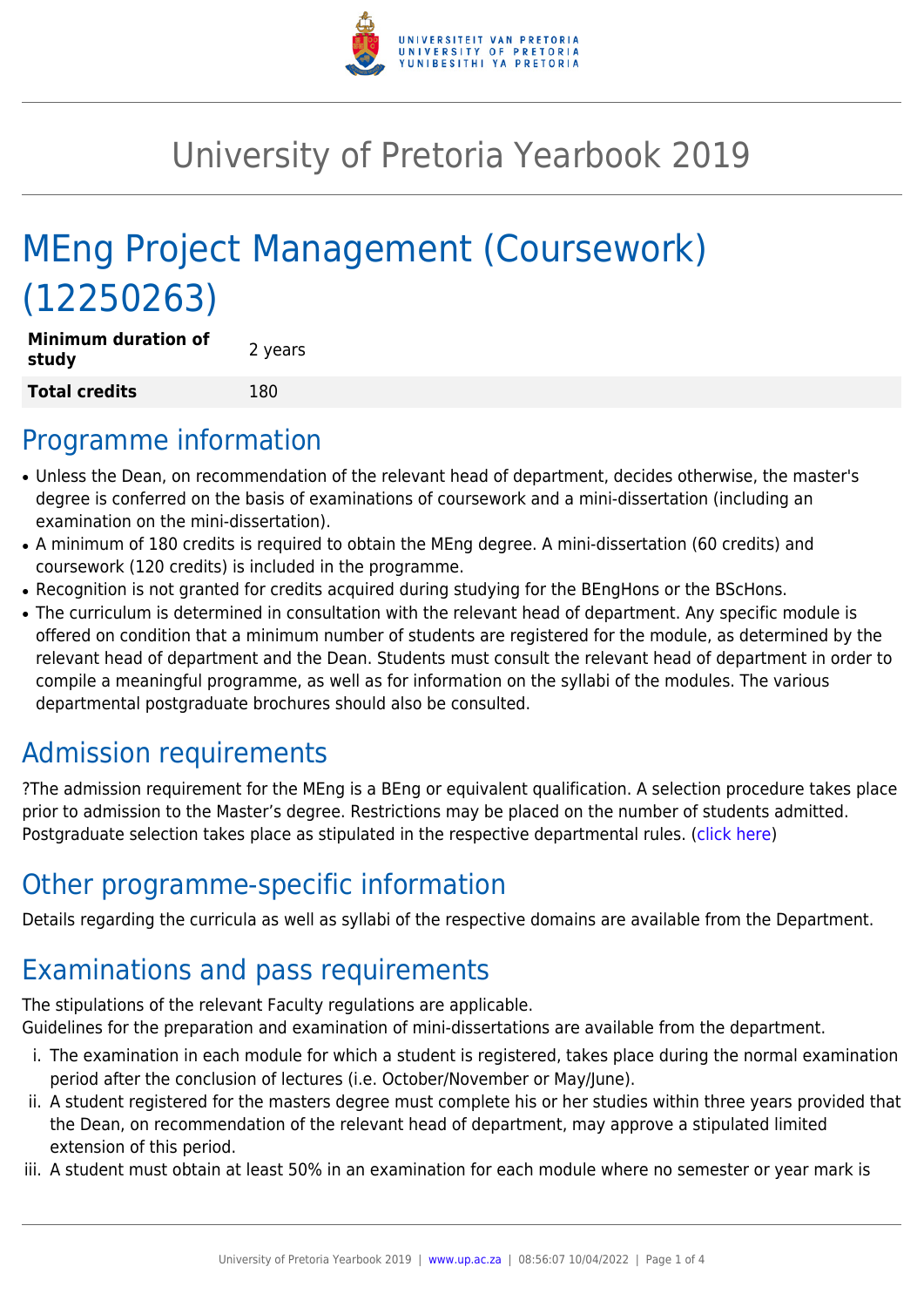# University of Pretoria Yearbook 2019

# MEng Project Management (Coursework) (12250263)

| **Minimum duration of study** | 2 years |
|---|---|
| **Total credits** | 180 |

## Programme information

- Unless the Dean, on recommendation of the relevant head of department, decides otherwise, the master's degree is conferred on the basis of examinations of coursework and a mini-dissertation (including an examination on the mini-dissertation).
- A minimum of 180 credits is required to obtain the MEng degree. A mini-dissertation (60 credits) and coursework (120 credits) is included in the programme.
- Recognition is not granted for credits acquired during studying for the BEngHons or the BScHons.
- The curriculum is determined in consultation with the relevant head of department. Any specific module is offered on condition that a minimum number of students are registered for the module, as determined by the relevant head of department and the Dean. Students must consult the relevant head of department in order to compile a meaningful programme, as well as for information on the syllabi of the modules. The various departmental postgraduate brochures should also be consulted.

## Admission requirements

?The admission requirement for the MEng is a BEng or equivalent qualification. A selection procedure takes place prior to admission to the Master's degree. Restrictions may be placed on the number of students admitted. Postgraduate selection takes place as stipulated in the respective departmental rules. (click here)

## Other programme-specific information

Details regarding the curricula as well as syllabi of the respective domains are available from the Department.

## Examinations and pass requirements

The stipulations of the relevant Faculty regulations are applicable.
Guidelines for the preparation and examination of mini-dissertations are available from the department.

i. The examination in each module for which a student is registered, takes place during the normal examination period after the conclusion of lectures (i.e. October/November or May/June).
ii. A student registered for the masters degree must complete his or her studies within three years provided that the Dean, on recommendation of the relevant head of department, may approve a stipulated limited extension of this period.
iii. A student must obtain at least 50% in an examination for each module where no semester or year mark is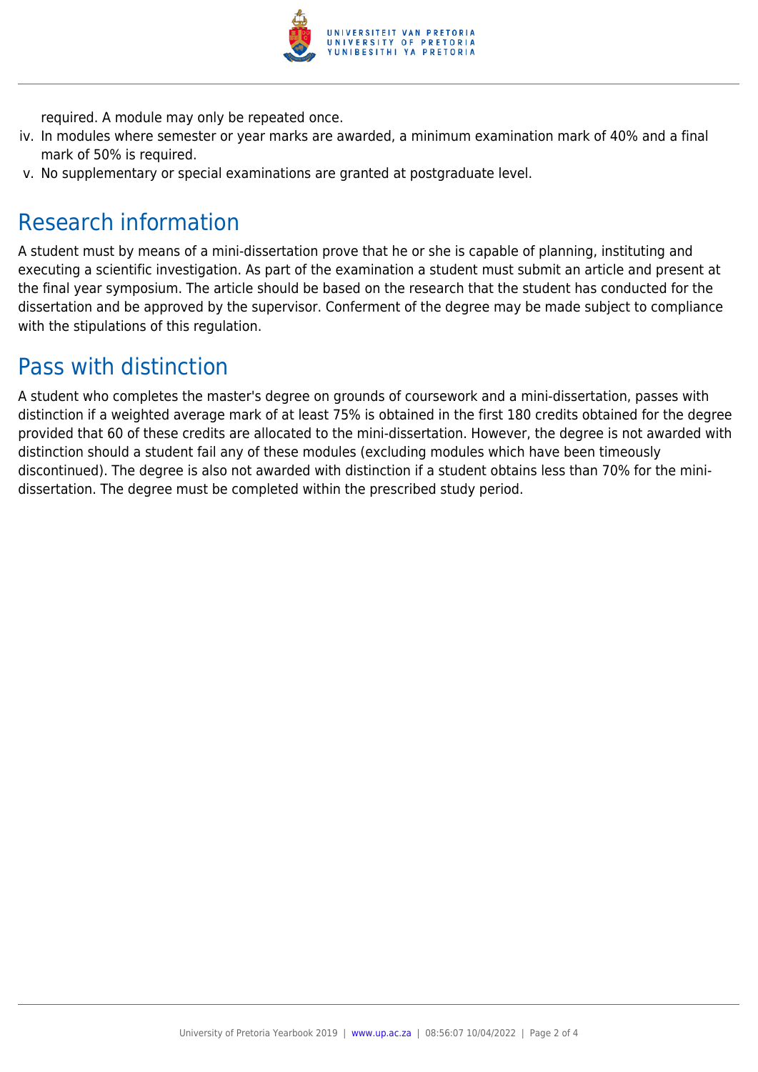required. A module may only be repeated once.

iv. In modules where semester or year marks are awarded, a minimum examination mark of 40% and a final mark of 50% is required.

v. No supplementary or special examinations are granted at postgraduate level.

## Research information

A student must by means of a mini-dissertation prove that he or she is capable of planning, instituting and executing a scientific investigation. As part of the examination a student must submit an article and present at the final year symposium. The article should be based on the research that the student has conducted for the dissertation and be approved by the supervisor. Conferment of the degree may be made subject to compliance with the stipulations of this regulation.

## Pass with distinction

A student who completes the master's degree on grounds of coursework and a mini-dissertation, passes with distinction if a weighted average mark of at least 75% is obtained in the first 180 credits obtained for the degree provided that 60 of these credits are allocated to the mini-dissertation. However, the degree is not awarded with distinction should a student fail any of these modules (excluding modules which have been timeously discontinued). The degree is also not awarded with distinction if a student obtains less than 70% for the mini-dissertation. The degree must be completed within the prescribed study period.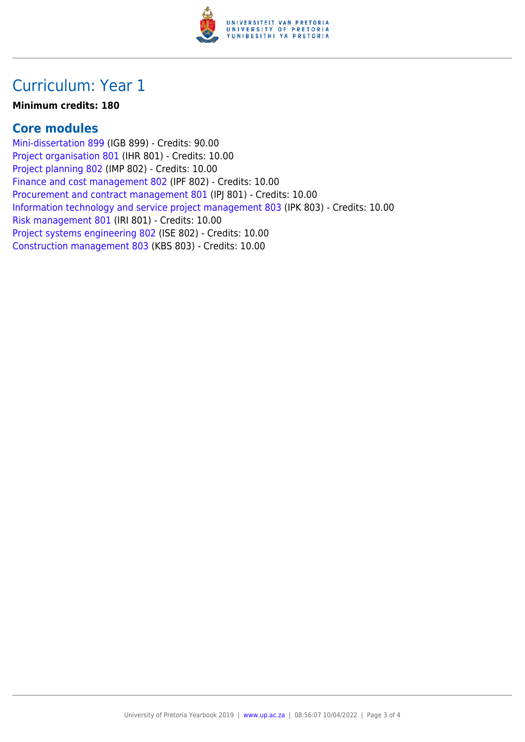# Curriculum: Year 1

**Minimum credits: 180**

## Core modules

Mini-dissertation 899 (IGB 899) - Credits: 90.00
Project organisation 801 (IHR 801) - Credits: 10.00
Project planning 802 (IMP 802) - Credits: 10.00
Finance and cost management 802 (IPF 802) - Credits: 10.00
Procurement and contract management 801 (IPJ 801) - Credits: 10.00
Information technology and service project management 803 (IPK 803) - Credits: 10.00
Risk management 801 (IRI 801) - Credits: 10.00
Project systems engineering 802 (ISE 802) - Credits: 10.00
Construction management 803 (KBS 803) - Credits: 10.00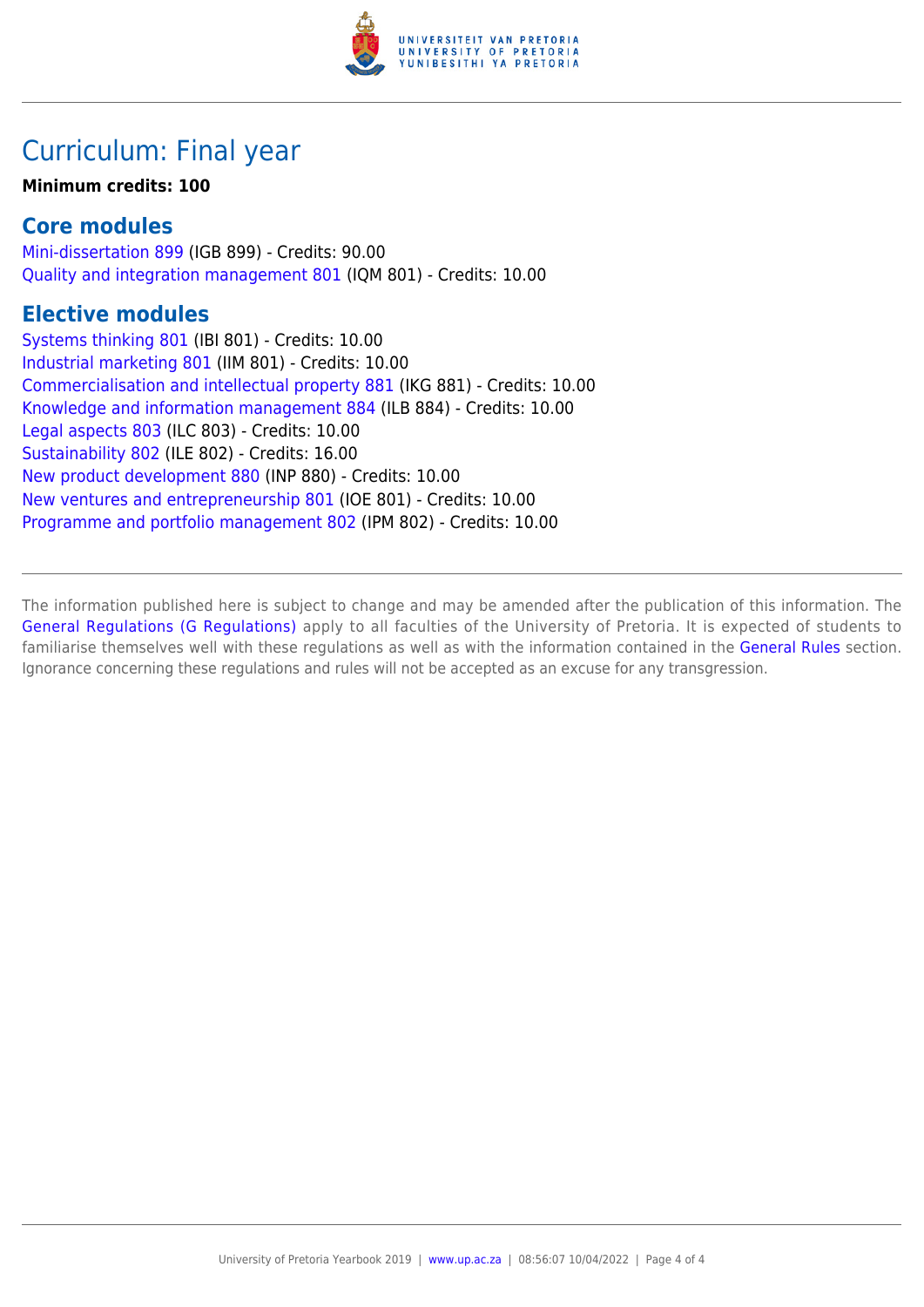## Curriculum: Final year

**Minimum credits: 100**

### Core modules

Mini-dissertation 899 (IGB 899) - Credits: 90.00
Quality and integration management 801 (IQM 801) - Credits: 10.00

### Elective modules

Systems thinking 801 (IBI 801) - Credits: 10.00
Industrial marketing 801 (IIM 801) - Credits: 10.00
Commercialisation and intellectual property 881 (IKG 881) - Credits: 10.00
Knowledge and information management 884 (ILB 884) - Credits: 10.00
Legal aspects 803 (ILC 803) - Credits: 10.00
Sustainability 802 (ILE 802) - Credits: 16.00
New product development 880 (INP 880) - Credits: 10.00
New ventures and entrepreneurship 801 (IOE 801) - Credits: 10.00
Programme and portfolio management 802 (IPM 802) - Credits: 10.00

---

The information published here is subject to change and may be amended after the publication of this information. The General Regulations (G Regulations) apply to all faculties of the University of Pretoria. It is expected of students to familiarise themselves well with these regulations as well as with the information contained in the General Rules section. Ignorance concerning these regulations and rules will not be accepted as an excuse for any transgression.